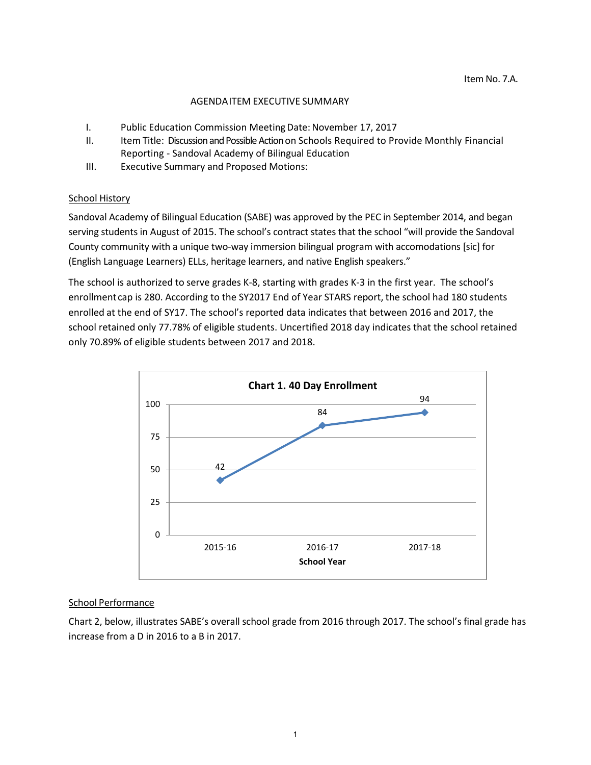Item No. 7.A.

AGENDA ITEM EXECUTIVE SUMMARY

I. Public Education Commission Meeting Date: November 17, 2017

II. Item Title: Discussion and Possible Action on Schools Required to Provide Monthly Financial Reporting - Sandoval Academy of Bilingual Education

III. Executive Summary and Proposed Motions:

School History

Sandoval Academy of Bilingual Education (SABE) was approved by the PEC in September 2014, and began serving students in August of 2015. The school's contract states that the school "will provide the Sandoval County community with a unique two-way immersion bilingual program with accomodations [sic] for (English Language Learners) ELLs, heritage learners, and native English speakers."

The school is authorized to serve grades K-8, starting with grades K-3 in the first year. The school's enrollment cap is 280. According to the SY2017 End of Year STARS report, the school had 180 students enrolled at the end of SY17. The school's reported data indicates that between 2016 and 2017, the school retained only 77.78% of eligible students. Uncertified 2018 day indicates that the school retained only 70.89% of eligible students between 2017 and 2018.

**Chart 1. 40 Day Enrollment**

100
75
50
25
0

42
84
94

2015-16
2016-17
2017-18

**School Year**

School Performance

Chart 2, below, illustrates SABE's overall school grade from 2016 through 2017. The school's final grade has increase from a D in 2016 to a B in 2017.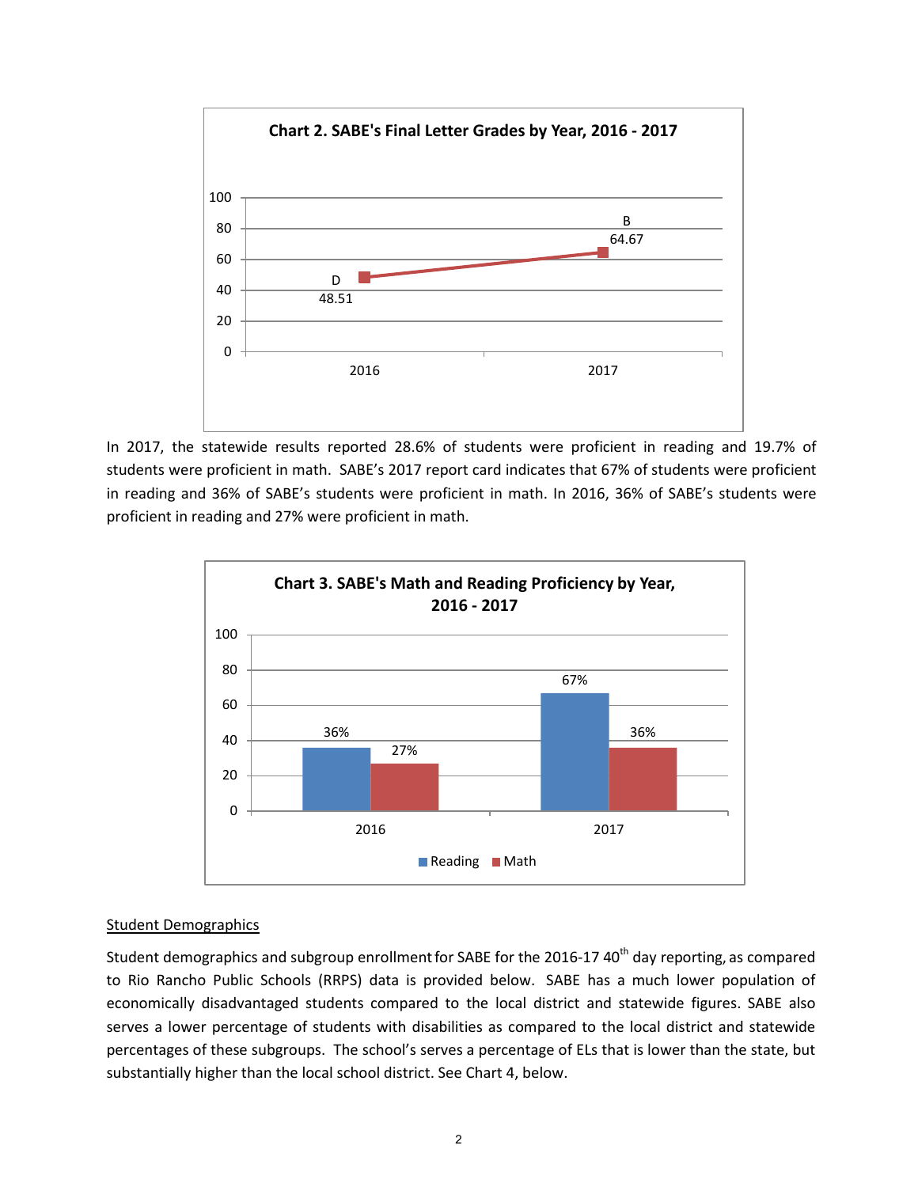**Chart 2. SABE's Final Letter Grades by Year, 2016 - 2017**

| Year | Score | Letter Grade |
| --- | --- | --- |
| 2016 | 48.51 | D |
| 2017 | 64.67 | B |

In 2017, the statewide results reported 28.6% of students were proficient in reading and 19.7% of students were proficient in math. SABE's 2017 report card indicates that 67% of students were proficient in reading and 36% of SABE's students were proficient in math. In 2016, 36% of SABE's students were proficient in reading and 27% were proficient in math.

**Chart 3. SABE's Math and Reading Proficiency by Year, 2016 - 2017**

| Year | Reading | Math |
| --- | --- | --- |
| 2016 | 36% | 27% |
| 2017 | 67% | 36% |

<u>Student Demographics</u>

Student demographics and subgroup enrollment for SABE for the 2016-17 40th day reporting, as compared to Rio Rancho Public Schools (RRPS) data is provided below. SABE has a much lower population of economically disadvantaged students compared to the local district and statewide figures. SABE also serves a lower percentage of students with disabilities as compared to the local district and statewide percentages of these subgroups. The school's serves a percentage of ELs that is lower than the state, but substantially higher than the local school district. See Chart 4, below.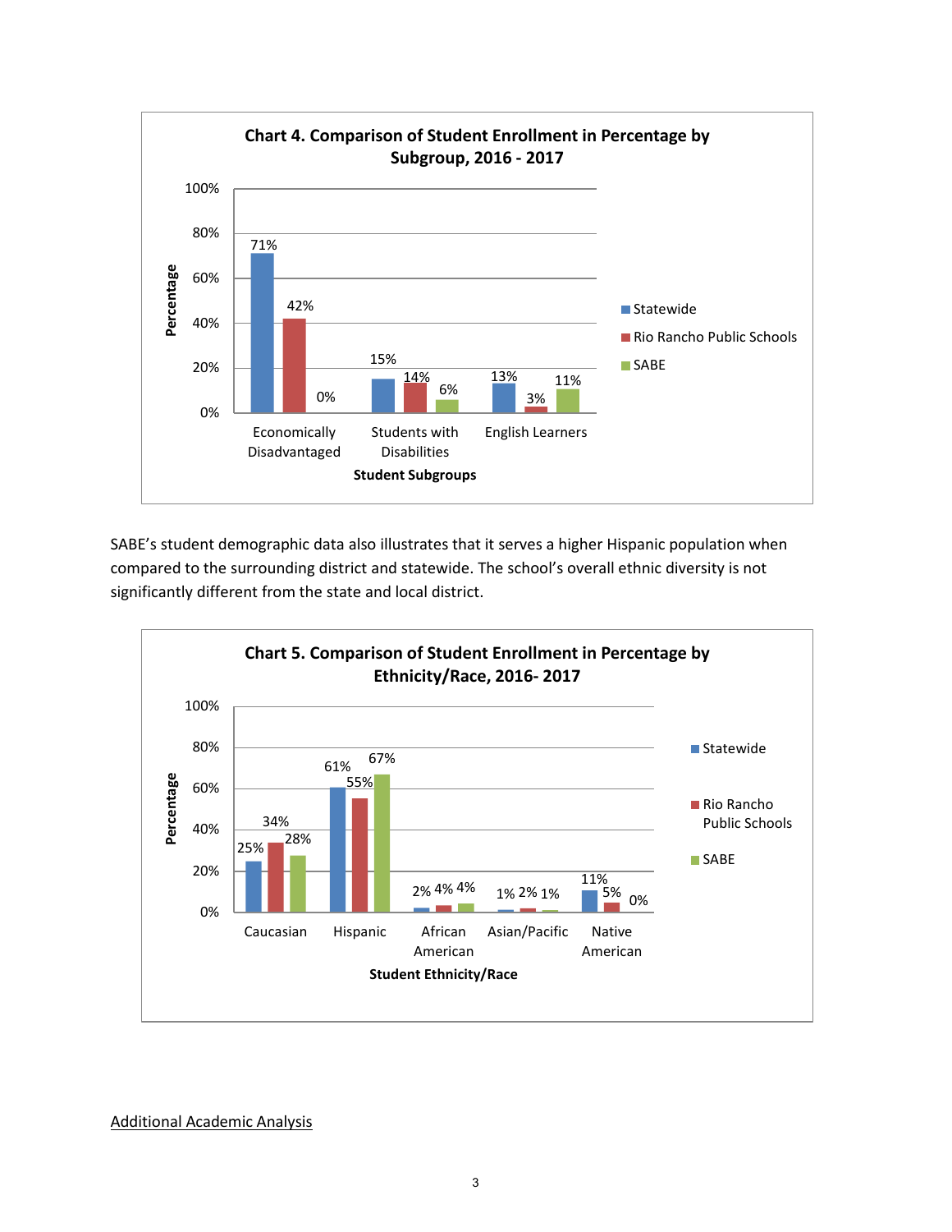**Chart 4. Comparison of Student Enrollment in Percentage by Subgroup, 2016 - 2017**

| Student Subgroups | Statewide | Rio Rancho Public Schools | SABE |
|---|---|---|---|
| Economically Disadvantaged | 71% | 42% | 0% |
| Students with Disabilities | 15% | 14% | 6% |
| English Learners | 13% | 3% | 11% |

SABE's student demographic data also illustrates that it serves a higher Hispanic population when compared to the surrounding district and statewide. The school's overall ethnic diversity is not significantly different from the state and local district.

**Chart 5. Comparison of Student Enrollment in Percentage by Ethnicity/Race, 2016- 2017**

| Student Ethnicity/Race | Statewide | Rio Rancho Public Schools | SABE |
|---|---|---|---|
| Caucasian | 25% | 34% | 28% |
| Hispanic | 61% | 55% | 67% |
| African American | 2% | 4% | 4% |
| Asian/Pacific | 1% | 2% | 1% |
| Native American | 11% | 5% | 0% |

<u>Additional Academic Analysis</u>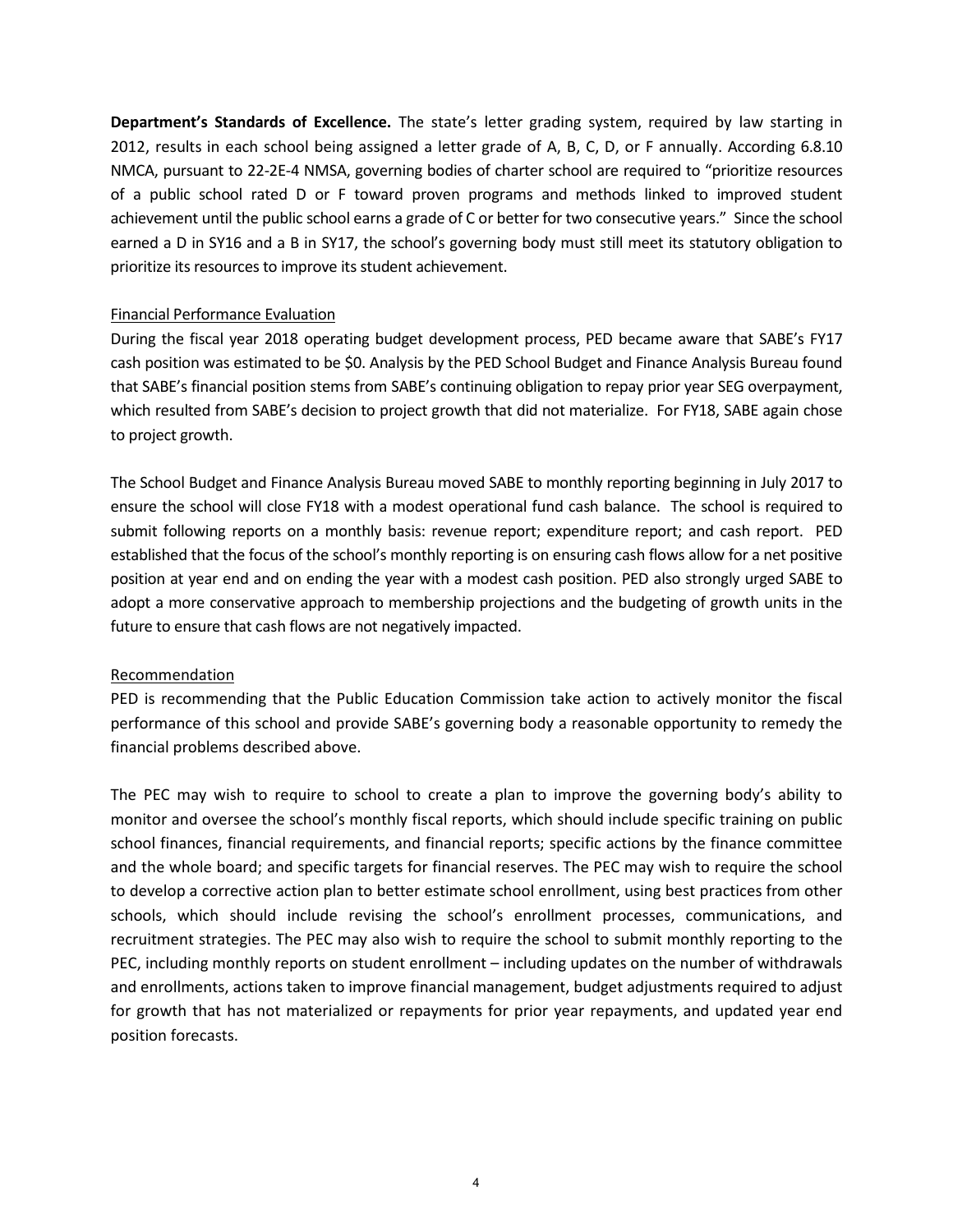**Department's Standards of Excellence.** The state's letter grading system, required by law starting in 2012, results in each school being assigned a letter grade of A, B, C, D, or F annually. According 6.8.10 NMCA, pursuant to 22-2E-4 NMSA, governing bodies of charter school are required to "prioritize resources of a public school rated D or F toward proven programs and methods linked to improved student achievement until the public school earns a grade of C or better for two consecutive years." Since the school earned a D in SY16 and a B in SY17, the school's governing body must still meet its statutory obligation to prioritize its resources to improve its student achievement.

Financial Performance Evaluation

During the fiscal year 2018 operating budget development process, PED became aware that SABE's FY17 cash position was estimated to be $0. Analysis by the PED School Budget and Finance Analysis Bureau found that SABE's financial position stems from SABE's continuing obligation to repay prior year SEG overpayment, which resulted from SABE's decision to project growth that did not materialize. For FY18, SABE again chose to project growth.

The School Budget and Finance Analysis Bureau moved SABE to monthly reporting beginning in July 2017 to ensure the school will close FY18 with a modest operational fund cash balance. The school is required to submit following reports on a monthly basis: revenue report; expenditure report; and cash report. PED established that the focus of the school's monthly reporting is on ensuring cash flows allow for a net positive position at year end and on ending the year with a modest cash position. PED also strongly urged SABE to adopt a more conservative approach to membership projections and the budgeting of growth units in the future to ensure that cash flows are not negatively impacted.

Recommendation

PED is recommending that the Public Education Commission take action to actively monitor the fiscal performance of this school and provide SABE's governing body a reasonable opportunity to remedy the financial problems described above.

The PEC may wish to require to school to create a plan to improve the governing body's ability to monitor and oversee the school's monthly fiscal reports, which should include specific training on public school finances, financial requirements, and financial reports; specific actions by the finance committee and the whole board; and specific targets for financial reserves. The PEC may wish to require the school to develop a corrective action plan to better estimate school enrollment, using best practices from other schools, which should include revising the school's enrollment processes, communications, and recruitment strategies. The PEC may also wish to require the school to submit monthly reporting to the PEC, including monthly reports on student enrollment – including updates on the number of withdrawals and enrollments, actions taken to improve financial management, budget adjustments required to adjust for growth that has not materialized or repayments for prior year repayments, and updated year end position forecasts.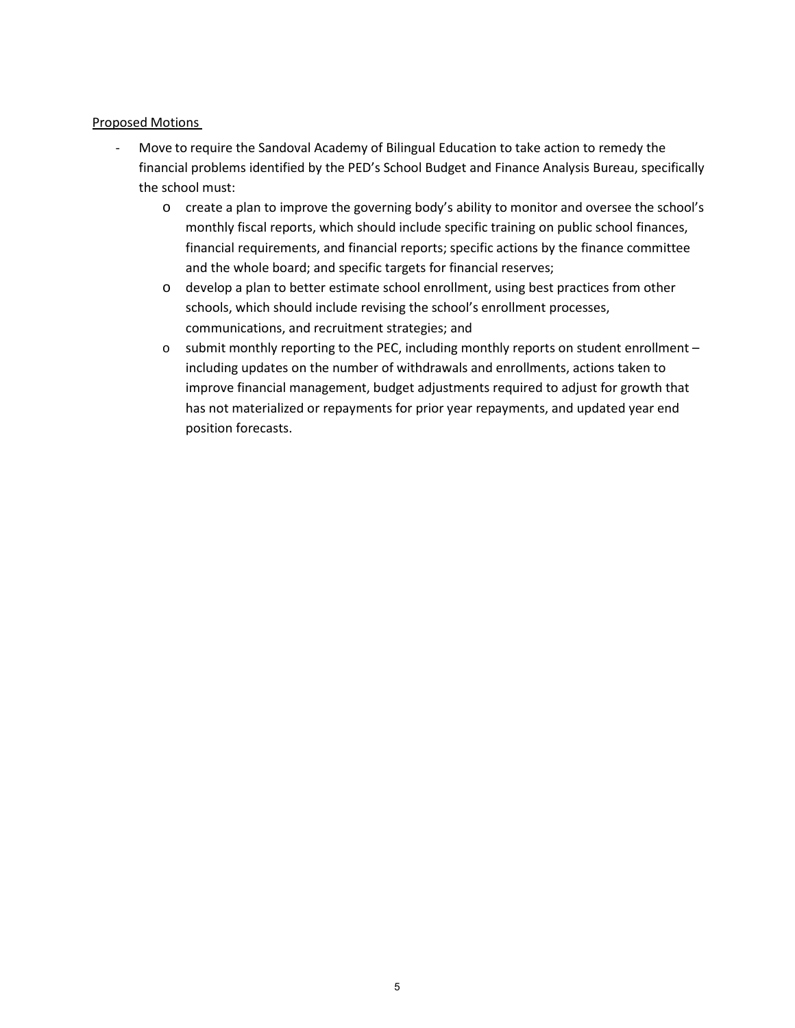Proposed Motions

- Move to require the Sandoval Academy of Bilingual Education to take action to remedy the financial problems identified by the PED's School Budget and Finance Analysis Bureau, specifically the school must:
  - create a plan to improve the governing body's ability to monitor and oversee the school's monthly fiscal reports, which should include specific training on public school finances, financial requirements, and financial reports; specific actions by the finance committee and the whole board; and specific targets for financial reserves;
  - develop a plan to better estimate school enrollment, using best practices from other schools, which should include revising the school's enrollment processes, communications, and recruitment strategies; and
  - submit monthly reporting to the PEC, including monthly reports on student enrollment – including updates on the number of withdrawals and enrollments, actions taken to improve financial management, budget adjustments required to adjust for growth that has not materialized or repayments for prior year repayments, and updated year end position forecasts.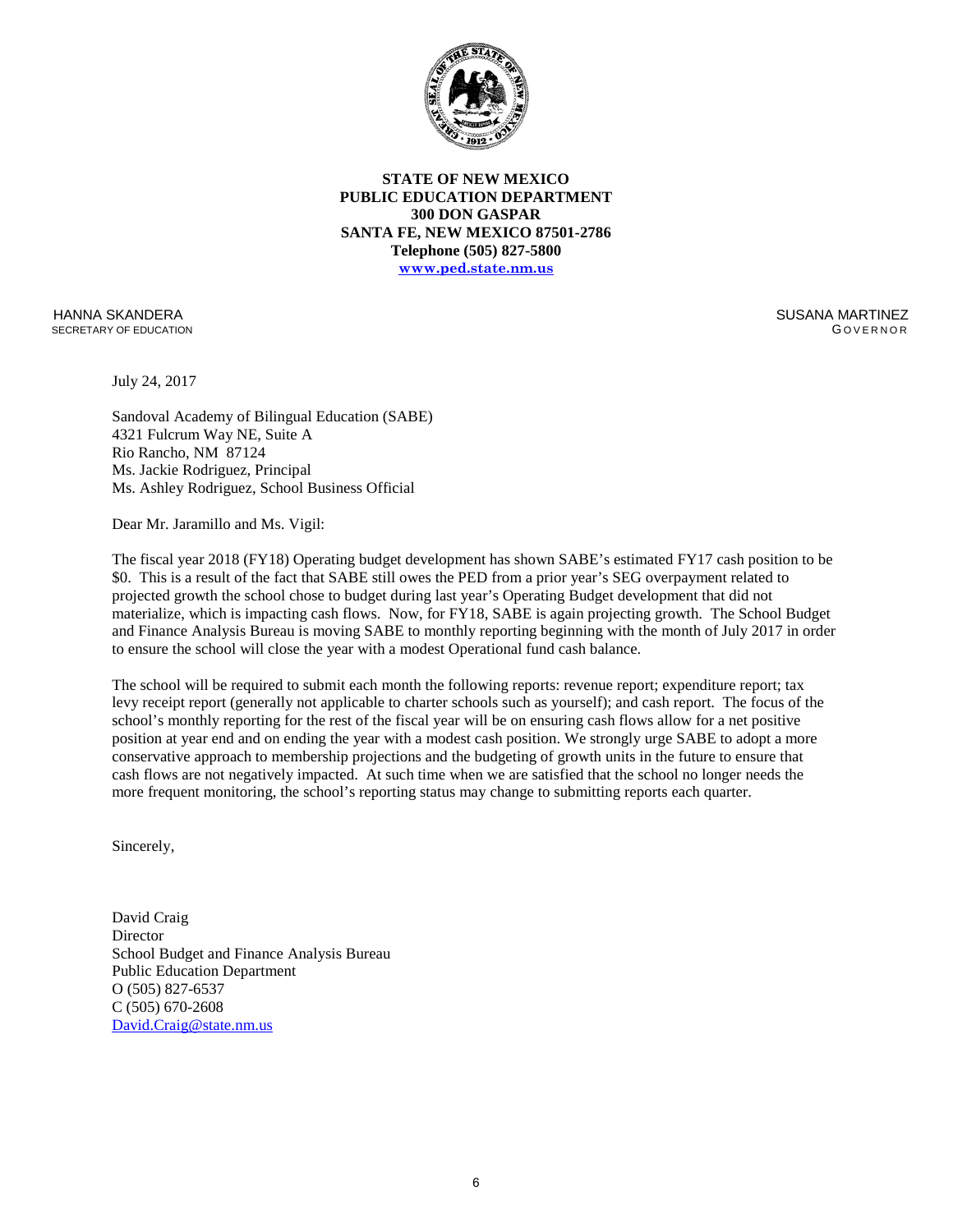**STATE OF NEW MEXICO**
**PUBLIC EDUCATION DEPARTMENT**
**300 DON GASPAR**
**SANTA FE, NEW MEXICO 87501-2786**
**Telephone (505) 827-5800**
**www.ped.state.nm.us**

HANNA SKANDERA
SECRETARY OF EDUCATION

SUSANA MARTINEZ
GOVERNOR

July 24, 2017

Sandoval Academy of Bilingual Education (SABE)
4321 Fulcrum Way NE, Suite A
Rio Rancho, NM 87124
Ms. Jackie Rodriguez, Principal
Ms. Ashley Rodriguez, School Business Official

Dear Mr. Jaramillo and Ms. Vigil:

The fiscal year 2018 (FY18) Operating budget development has shown SABE's estimated FY17 cash position to be $0. This is a result of the fact that SABE still owes the PED from a prior year's SEG overpayment related to projected growth the school chose to budget during last year's Operating Budget development that did not materialize, which is impacting cash flows. Now, for FY18, SABE is again projecting growth. The School Budget and Finance Analysis Bureau is moving SABE to monthly reporting beginning with the month of July 2017 in order to ensure the school will close the year with a modest Operational fund cash balance.

The school will be required to submit each month the following reports: revenue report; expenditure report; tax levy receipt report (generally not applicable to charter schools such as yourself); and cash report. The focus of the school's monthly reporting for the rest of the fiscal year will be on ensuring cash flows allow for a net positive position at year end and on ending the year with a modest cash position. We strongly urge SABE to adopt a more conservative approach to membership projections and the budgeting of growth units in the future to ensure that cash flows are not negatively impacted. At such time when we are satisfied that the school no longer needs the more frequent monitoring, the school's reporting status may change to submitting reports each quarter.

Sincerely,

David Craig
Director
School Budget and Finance Analysis Bureau
Public Education Department
O (505) 827-6537
C (505) 670-2608
David.Craig@state.nm.us